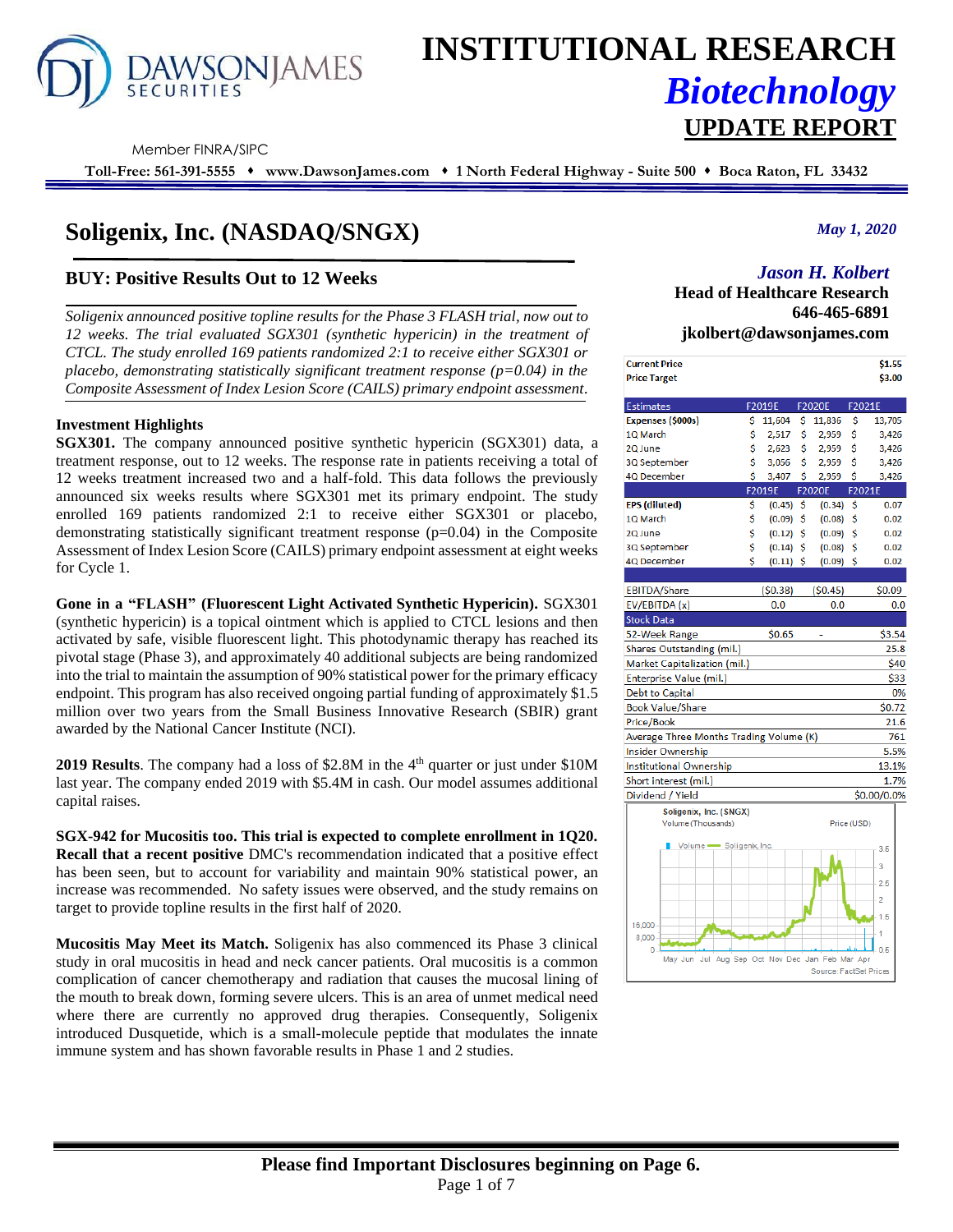# INSTITUTIONAL RESEARCH

## *Biotechnology*

## UPDATE REPORT

Member FINRA/SIPC

**Toll-Free: 561-391-5555 ♦ www.DawsonJames.com ♦ 1 North Federal Highway - Suite 500 ♦ Boca Raton, FL 33432**

# Soligenix, Inc. (NASDAQ/SNGX)

*May 1, 2020*

## BUY: Positive Results Out to 12 Weeks

*Jason H. Kolbert*
**Head of Healthcare Research**
**646-465-6891**
**jkolbert@dawsonjames.com**

*Soligenix announced positive topline results for the Phase 3 FLASH trial, now out to 12 weeks. The trial evaluated SGX301 (synthetic hypericin) in the treatment of CTCL. The study enrolled 169 patients randomized 2:1 to receive either SGX301 or placebo, demonstrating statistically significant treatment response (p=0.04) in the Composite Assessment of Index Lesion Score (CAILS) primary endpoint assessment.*

| Current Price | | | | $1.55 |
|---|---|---|---|---|
| Price Target | | | | $3.00 |

| Estimates | F2019E | F2020E | F2021E |
|---|---|---|---|
| **Expenses ($000s)** | $ 11,604 | $ 11,836 | $ 13,705 |
| 1Q March | $ 2,517 | $ 2,959 | $ 3,426 |
| 2Q June | $ 2,623 | $ 2,959 | $ 3,426 |
| 3Q September | $ 3,056 | $ 2,959 | $ 3,426 |
| 4Q December | $ 3,407 | $ 2,959 | $ 3,426 |
| | **F2019E** | **F2020E** | **F2021E** |
| **EPS (diluted)** | $ (0.45) | $ (0.34) | $ 0.07 |
| 1Q March | $ (0.09) | $ (0.08) | $ 0.02 |
| 2Q June | $ (0.12) | $ (0.09) | $ 0.02 |
| 3Q September | $ (0.14) | $ (0.08) | $ 0.02 |
| 4Q December | $ (0.11) | $ (0.09) | $ 0.02 |
| | | | |
| EBITDA/Share | ($0.38) | ($0.45) | $0.09 |
| EV/EBITDA (x) | 0.0 | 0.0 | 0.0 |

| Stock Data | | | |
|---|---|---|---|
| 52-Week Range | $0.65 | - | $3.54 |
| Shares Outstanding (mil.) | | | 25.8 |
| Market Capitalization (mil.) | | | $40 |
| Enterprise Value (mil.) | | | $33 |
| Debt to Capital | | | 0% |
| Book Value/Share | | | $0.72 |
| Price/Book | | | 21.6 |
| Average Three Months Trading Volume (K) | | | 761 |
| Insider Ownership | | | 5.5% |
| Institutional Ownership | | | 13.1% |
| Short interest (mil.) | | | 1.7% |
| Dividend / Yield | | | $0.00/0.0% |

Soligenix, Inc. (SNGX) Volume (Thousands) Price (USD)

Source: FactSet Prices

### Investment Highlights

**SGX301.** The company announced positive synthetic hypericin (SGX301) data, a treatment response, out to 12 weeks. The response rate in patients receiving a total of 12 weeks treatment increased two and a half-fold. This data follows the previously announced six weeks results where SGX301 met its primary endpoint. The study enrolled 169 patients randomized 2:1 to receive either SGX301 or placebo, demonstrating statistically significant treatment response (p=0.04) in the Composite Assessment of Index Lesion Score (CAILS) primary endpoint assessment at eight weeks for Cycle 1.

**Gone in a "FLASH" (Fluorescent Light Activated Synthetic Hypericin).** SGX301 (synthetic hypericin) is a topical ointment which is applied to CTCL lesions and then activated by safe, visible fluorescent light. This photodynamic therapy has reached its pivotal stage (Phase 3), and approximately 40 additional subjects are being randomized into the trial to maintain the assumption of 90% statistical power for the primary efficacy endpoint. This program has also received ongoing partial funding of approximately $1.5 million over two years from the Small Business Innovative Research (SBIR) grant awarded by the National Cancer Institute (NCI).

**2019 Results**. The company had a loss of $2.8M in the 4th quarter or just under $10M last year. The company ended 2019 with $5.4M in cash. Our model assumes additional capital raises.

**SGX-942 for Mucositis too. This trial is expected to complete enrollment in 1Q20. Recall that a recent positive** DMC's recommendation indicated that a positive effect has been seen, but to account for variability and maintain 90% statistical power, an increase was recommended. No safety issues were observed, and the study remains on target to provide topline results in the first half of 2020.

**Mucositis May Meet its Match.** Soligenix has also commenced its Phase 3 clinical study in oral mucositis in head and neck cancer patients. Oral mucositis is a common complication of cancer chemotherapy and radiation that causes the mucosal lining of the mouth to break down, forming severe ulcers. This is an area of unmet medical need where there are currently no approved drug therapies. Consequently, Soligenix introduced Dusquetide, which is a small-molecule peptide that modulates the innate immune system and has shown favorable results in Phase 1 and 2 studies.

**Please find Important Disclosures beginning on Page 6.**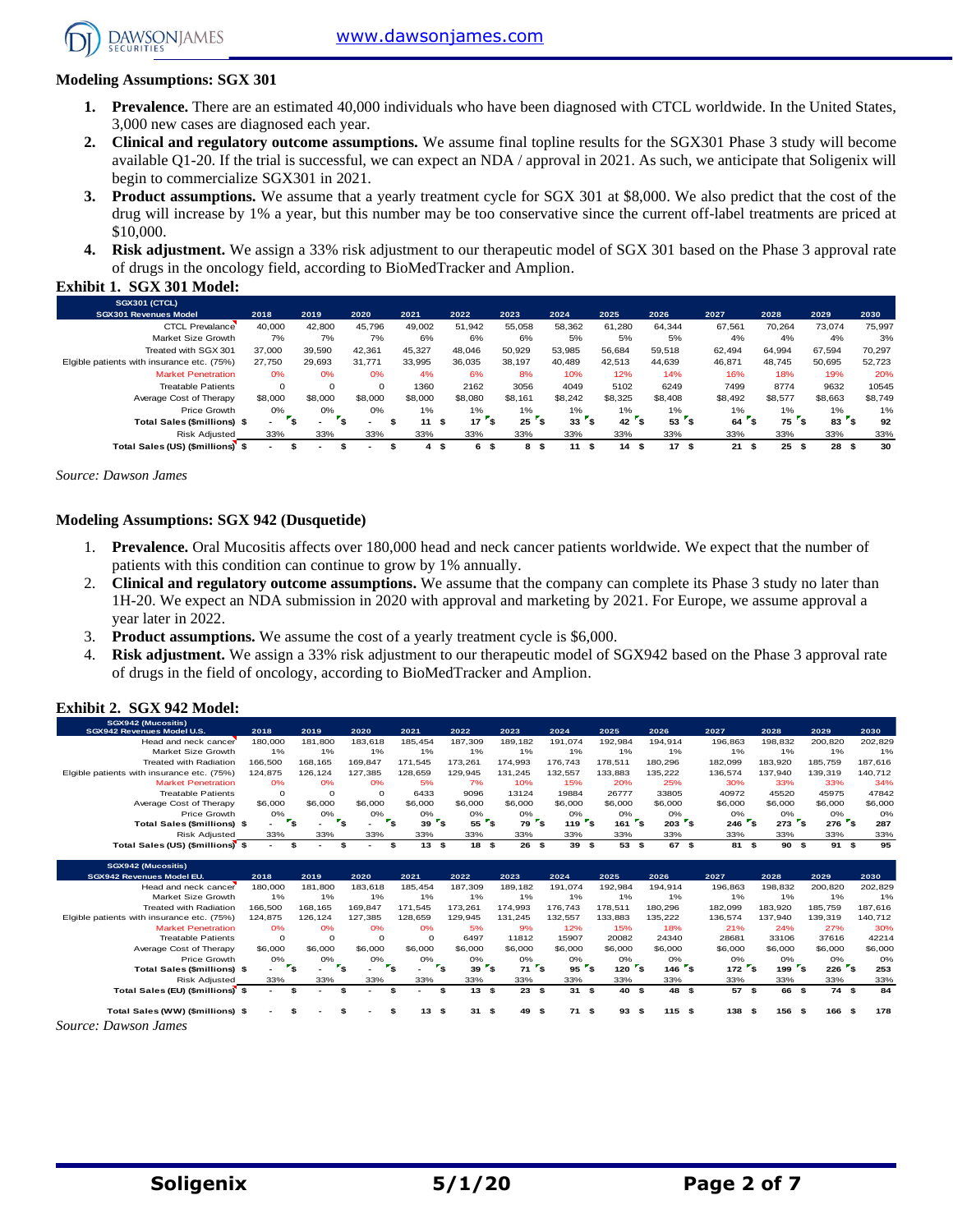## Modeling Assumptions: SGX 301

1. **Prevalence.** There are an estimated 40,000 individuals who have been diagnosed with CTCL worldwide. In the United States, 3,000 new cases are diagnosed each year.
2. **Clinical and regulatory outcome assumptions.** We assume final topline results for the SGX301 Phase 3 study will become available Q1-20. If the trial is successful, we can expect an NDA / approval in 2021. As such, we anticipate that Soligenix will begin to commercialize SGX301 in 2021.
3. **Product assumptions.** We assume that a yearly treatment cycle for SGX 301 at $8,000. We also predict that the cost of the drug will increase by 1% a year, but this number may be too conservative since the current off-label treatments are priced at $10,000.
4. **Risk adjustment.** We assign a 33% risk adjustment to our therapeutic model of SGX 301 based on the Phase 3 approval rate of drugs in the oncology field, according to BioMedTracker and Amplion.

**Exhibit 1. SGX 301 Model:**

| SGX301 (CTCL) SGX301 Revenues Model | 2018 | 2019 | 2020 | 2021 | 2022 | 2023 | 2024 | 2025 | 2026 | 2027 | 2028 | 2029 | 2030 |
|---|---|---|---|---|---|---|---|---|---|---|---|---|---|
| CTCL Prevalance | 40,000 | 42,800 | 45,796 | 49,002 | 51,942 | 55,058 | 58,362 | 61,280 | 64,344 | 67,561 | 70,264 | 73,074 | 75,997 |
| Market Size Growth | 7% | 7% | 7% | 6% | 6% | 6% | 5% | 5% | 5% | 4% | 4% | 4% | 3% |
| Treated with SGX 301 | 37,000 | 39,590 | 42,361 | 45,327 | 48,046 | 50,929 | 53,985 | 56,684 | 59,518 | 62,494 | 64,994 | 67,594 | 70,297 |
| Elgible patients with insurance etc. (75%) | 27,750 | 29,693 | 31,771 | 33,995 | 36,035 | 38,197 | 40,489 | 42,513 | 44,639 | 46,871 | 48,745 | 50,695 | 52,723 |
| Market Penetration | 0% | 0% | 0% | 4% | 6% | 8% | 10% | 12% | 14% | 16% | 18% | 19% | 20% |
| Treatable Patients | 0 | 0 | 0 | 1360 | 2162 | 3056 | 4049 | 5102 | 6249 | 7499 | 8774 | 9632 | 10545 |
| Average Cost of Therapy | $8,000 | $8,000 | $8,000 | $8,000 | $8,080 | $8,161 | $8,242 | $8,325 | $8,408 | $8,492 | $8,577 | $8,663 | $8,749 |
| Price Growth | 0% | 0% | 0% | 1% | 1% | 1% | 1% | 1% | 1% | 1% | 1% | 1% | 1% |
| **Total Sales ($millions)** | **$ -** | **$ -** | **$ -** | **$ 11** | **$ 17** | **$ 25** | **$ 33** | **$ 42** | **$ 53** | **$ 64** | **$ 75** | **$ 83** | **$ 92** |
| Risk Adjusted | 33% | 33% | 33% | 33% | 33% | 33% | 33% | 33% | 33% | 33% | 33% | 33% | 33% |
| **Total Sales (US) ($millions)** | **$ -** | **$ -** | **$ -** | **$ 4** | **$ 6** | **$ 8** | **$ 11** | **$ 14** | **$ 17** | **$ 21** | **$ 25** | **$ 28** | **$ 30** |

*Source: Dawson James*

## Modeling Assumptions: SGX 942 (Dusquetide)

1. **Prevalence.** Oral Mucositis affects over 180,000 head and neck cancer patients worldwide. We expect that the number of patients with this condition can continue to grow by 1% annually.
2. **Clinical and regulatory outcome assumptions.** We assume that the company can complete its Phase 3 study no later than 1H-20. We expect an NDA submission in 2020 with approval and marketing by 2021. For Europe, we assume approval a year later in 2022.
3. **Product assumptions.** We assume the cost of a yearly treatment cycle is $6,000.
4. **Risk adjustment.** We assign a 33% risk adjustment to our therapeutic model of SGX942 based on the Phase 3 approval rate of drugs in the field of oncology, according to BioMedTracker and Amplion.

**Exhibit 2. SGX 942 Model:**

| SGX942 (Mucositis) SGX942 Revenues Model U.S. | 2018 | 2019 | 2020 | 2021 | 2022 | 2023 | 2024 | 2025 | 2026 | 2027 | 2028 | 2029 | 2030 |
|---|---|---|---|---|---|---|---|---|---|---|---|---|---|
| Head and neck cancer | 180,000 | 181,800 | 183,618 | 185,454 | 187,309 | 189,182 | 191,074 | 192,984 | 194,914 | 196,863 | 198,832 | 200,820 | 202,829 |
| Market Size Growth | 1% | 1% | 1% | 1% | 1% | 1% | 1% | 1% | 1% | 1% | 1% | 1% | 1% |
| Treated with Radiation | 166,500 | 168,165 | 169,847 | 171,545 | 173,261 | 174,993 | 176,743 | 178,511 | 180,296 | 182,099 | 183,920 | 185,759 | 187,616 |
| Elgible patients with insurance etc. (75%) | 124,875 | 126,124 | 127,385 | 128,659 | 129,945 | 131,245 | 132,557 | 133,883 | 135,222 | 136,574 | 137,940 | 139,319 | 140,712 |
| Market Penetration | 0% | 0% | 0% | 5% | 7% | 10% | 15% | 20% | 25% | 30% | 33% | 33% | 34% |
| Treatable Patients | 0 | 0 | 0 | 6433 | 9096 | 13124 | 19884 | 26777 | 33805 | 40972 | 45520 | 45975 | 47842 |
| Average Cost of Therapy | $6,000 | $6,000 | $6,000 | $6,000 | $6,000 | $6,000 | $6,000 | $6,000 | $6,000 | $6,000 | $6,000 | $6,000 | $6,000 |
| Price Growth | 0% | 0% | 0% | 0% | 0% | 0% | 0% | 0% | 0% | 0% | 0% | 0% | 0% |
| **Total Sales ($millions)** | **$ -** | **$ -** | **$ -** | **$ 39** | **$ 55** | **$ 79** | **$ 119** | **$ 161** | **$ 203** | **$ 246** | **$ 273** | **$ 276** | **$ 287** |
| Risk Adjusted | 33% | 33% | 33% | 33% | 33% | 33% | 33% | 33% | 33% | 33% | 33% | 33% | 33% |
| **Total Sales (US) ($millions)** | **$ -** | **$ -** | **$ -** | **$ 13** | **$ 18** | **$ 26** | **$ 39** | **$ 53** | **$ 67** | **$ 81** | **$ 90** | **$ 91** | **$ 95** |

| SGX942 (Mucositis) SGX942 Revenues Model EU. | 2018 | 2019 | 2020 | 2021 | 2022 | 2023 | 2024 | 2025 | 2026 | 2027 | 2028 | 2029 | 2030 |
|---|---|---|---|---|---|---|---|---|---|---|---|---|---|
| Head and neck cancer | 180,000 | 181,800 | 183,618 | 185,454 | 187,309 | 189,182 | 191,074 | 192,984 | 194,914 | 196,863 | 198,832 | 200,820 | 202,829 |
| Market Size Growth | 1% | 1% | 1% | 1% | 1% | 1% | 1% | 1% | 1% | 1% | 1% | 1% | 1% |
| Treated with Radiation | 166,500 | 168,165 | 169,847 | 171,545 | 173,261 | 174,993 | 176,743 | 178,511 | 180,296 | 182,099 | 183,920 | 185,759 | 187,616 |
| Elgible patients with insurance etc. (75%) | 124,875 | 126,124 | 127,385 | 128,659 | 129,945 | 131,245 | 132,557 | 133,883 | 135,222 | 136,574 | 137,940 | 139,319 | 140,712 |
| Market Penetration | 0% | 0% | 0% | 0% | 5% | 9% | 12% | 15% | 18% | 21% | 24% | 27% | 30% |
| Treatable Patients | 0 | 0 | 0 | 0 | 6497 | 11812 | 15907 | 20082 | 24340 | 28681 | 33106 | 37616 | 42214 |
| Average Cost of Therapy | $6,000 | $6,000 | $6,000 | $6,000 | $6,000 | $6,000 | $6,000 | $6,000 | $6,000 | $6,000 | $6,000 | $6,000 | $6,000 |
| Price Growth | 0% | 0% | 0% | 0% | 0% | 0% | 0% | 0% | 0% | 0% | 0% | 0% | 0% |
| **Total Sales ($millions)** | **$ -** | **$ -** | **$ -** | **$ -** | **$ 39** | **$ 71** | **$ 95** | **$ 120** | **$ 146** | **$ 172** | **$ 199** | **$ 226** | **$ 253** |
| Risk Adjusted | 33% | 33% | 33% | 33% | 33% | 33% | 33% | 33% | 33% | 33% | 33% | 33% | 33% |
| **Total Sales (EU) ($millions)** | **$ -** | **$ -** | **$ -** | **$ -** | **$ 13** | **$ 23** | **$ 31** | **$ 40** | **$ 48** | **$ 57** | **$ 66** | **$ 74** | **$ 84** |
| | | | | | | | | | | | | | |
| **Total Sales (WW) ($millions)** | **$ -** | **$ -** | **$ -** | **$ 13** | **$ 31** | **$ 49** | **$ 71** | **$ 93** | **$ 115** | **$ 138** | **$ 156** | **$ 166** | **$ 178** |

*Source: Dawson James*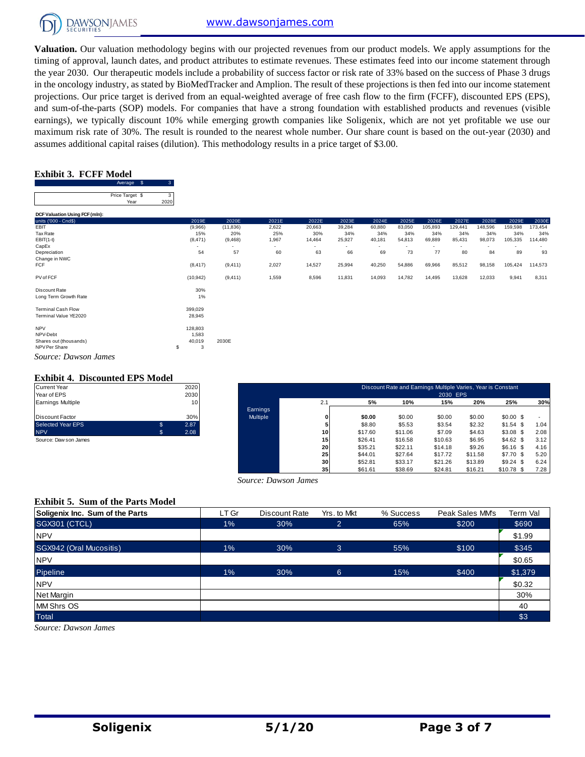**Valuation.** Our valuation methodology begins with our projected revenues from our product models. We apply assumptions for the timing of approval, launch dates, and product attributes to estimate revenues. These estimates feed into our income statement through the year 2030. Our therapeutic models include a probability of success factor or risk rate of 33% based on the success of Phase 3 drugs in the oncology industry, as stated by BioMedTracker and Amplion. The result of these projections is then fed into our income statement projections. Our price target is derived from an equal-weighted average of free cash flow to the firm (FCFF), discounted EPS (EPS), and sum-of-the-parts (SOP) models. For companies that have a strong foundation with established products and revenues (visible earnings), we typically discount 10% while emerging growth companies like Soligenix, which are not yet profitable we use our maximum risk rate of 30%. The result is rounded to the nearest whole number. Our share count is based on the out-year (2030) and assumes additional capital raises (dilution). This methodology results in a price target of $3.00.

### Exhibit 3. FCFF Model

| | |
|---|---|
| Average $ | 3 |

| | |
|---|---|
| Price Target $ | 3 |
| Year | 2020 |

**DCF Valuation Using FCF (mln):**

| units ('000 - Cnd$) | 2019E | 2020E | 2021E | 2022E | 2023E | 2024E | 2025E | 2026E | 2027E | 2028E | 2029E | 2030E |
|---|---|---|---|---|---|---|---|---|---|---|---|---|
| EBIT | (9,966) | (11,836) | 2,622 | 20,663 | 39,284 | 60,880 | 83,050 | 105,893 | 129,441 | 148,596 | 159,598 | 173,454 |
| Tax Rate | 15% | 20% | 25% | 30% | 34% | 34% | 34% | 34% | 34% | 34% | 34% | 34% |
| EBIT(1-t) | (8,471) | (9,468) | 1,967 | 14,464 | 25,927 | 40,181 | 54,813 | 69,889 | 85,431 | 98,073 | 105,335 | 114,480 |
| CapEx | - | - | - | - | - | - | - | - | - | - | - | - |
| Depreciation | 54 | 57 | 60 | 63 | 66 | 69 | 73 | 77 | 80 | 84 | 89 | 93 |
| Change in NWC | | | | | | | | | | | | |
| FCF | (8,417) | (9,411) | 2,027 | 14,527 | 25,994 | 40,250 | 54,886 | 69,966 | 85,512 | 98,158 | 105,424 | 114,573 |
| | | | | | | | | | | | | |
| PV of FCF | (10,942) | (9,411) | 1,559 | 8,596 | 11,831 | 14,093 | 14,782 | 14,495 | 13,628 | 12,033 | 9,941 | 8,311 |
| | | | | | | | | | | | | |
| Discount Rate | 30% | | | | | | | | | | | |
| Long Term Growth Rate | 1% | | | | | | | | | | | |
| | | | | | | | | | | | | |
| Terminal Cash Flow | 399,029 | | | | | | | | | | | |
| Terminal Value YE2020 | 28,945 | | | | | | | | | | | |
| | | | | | | | | | | | | |
| NPV | 128,803 | | | | | | | | | | | |
| NPV-Debt | 1,583 | | | | | | | | | | | |
| Shares out (thousands) | 40,019 | 2030E | | | | | | | | | | |
| NPV Per Share | $ 3 | | | | | | | | | | | |

*Source: Dawson James*

### Exhibit 4. Discounted EPS Model

| | | |
|---|---|---|
| Current Year | | 2020 |
| Year of EPS | | 2030 |
| Earnings Multiple | | 10 |
| | | |
| Discount Factor | | 30% |
| Selected Year EPS | $ | 2.87 |
| NPV | $ | 2.08 |

Source: Dawson James

| | Discount Rate and Earnings Multiple Varies, Year is Constant | | | | | | |
|---|---|---|---|---|---|---|---|
| | 2030 EPS | | | | | | |
| | 2.1 | 5% | 10% | 15% | 20% | 25% | 30% |
| Earnings Multiple | 0 | $0.00 | $0.00 | $0.00 | $0.00 | $0.00 | $ - |
| | 5 | $8.80 | $5.53 | $3.54 | $2.32 | $1.54 | $ 1.04 |
| | 10 | $17.60 | $11.06 | $7.09 | $4.63 | $3.08 | $ 2.08 |
| | 15 | $26.41 | $16.58 | $10.63 | $6.95 | $4.62 | $ 3.12 |
| | 20 | $35.21 | $22.11 | $14.18 | $9.26 | $6.16 | $ 4.16 |
| | 25 | $44.01 | $27.64 | $17.72 | $11.58 | $7.70 | $ 5.20 |
| | 30 | $52.81 | $33.17 | $21.26 | $13.89 | $9.24 | $ 6.24 |
| | 35 | $61.61 | $38.69 | $24.81 | $16.21 | $10.78 | $ 7.28 |

*Source: Dawson James*

### Exhibit 5. Sum of the Parts Model

| Soligenix Inc. Sum of the Parts | LT Gr | Discount Rate | Yrs. to Mkt | % Success | Peak Sales MM's | Term Val |
|---|---|---|---|---|---|---|
| SGX301 (CTCL) | 1% | 30% | 2 | 65% | $200 | $690 |
| NPV | | | | | | $1.99 |
| SGX942 (Oral Mucositis) | 1% | 30% | 3 | 55% | $100 | $345 |
| NPV | | | | | | $0.65 |
| Pipeline | 1% | 30% | 6 | 15% | $400 | $1,379 |
| NPV | | | | | | $0.32 |
| Net Margin | | | | | | 30% |
| MM Shrs OS | | | | | | 40 |
| Total | | | | | | $3 |

*Source: Dawson James*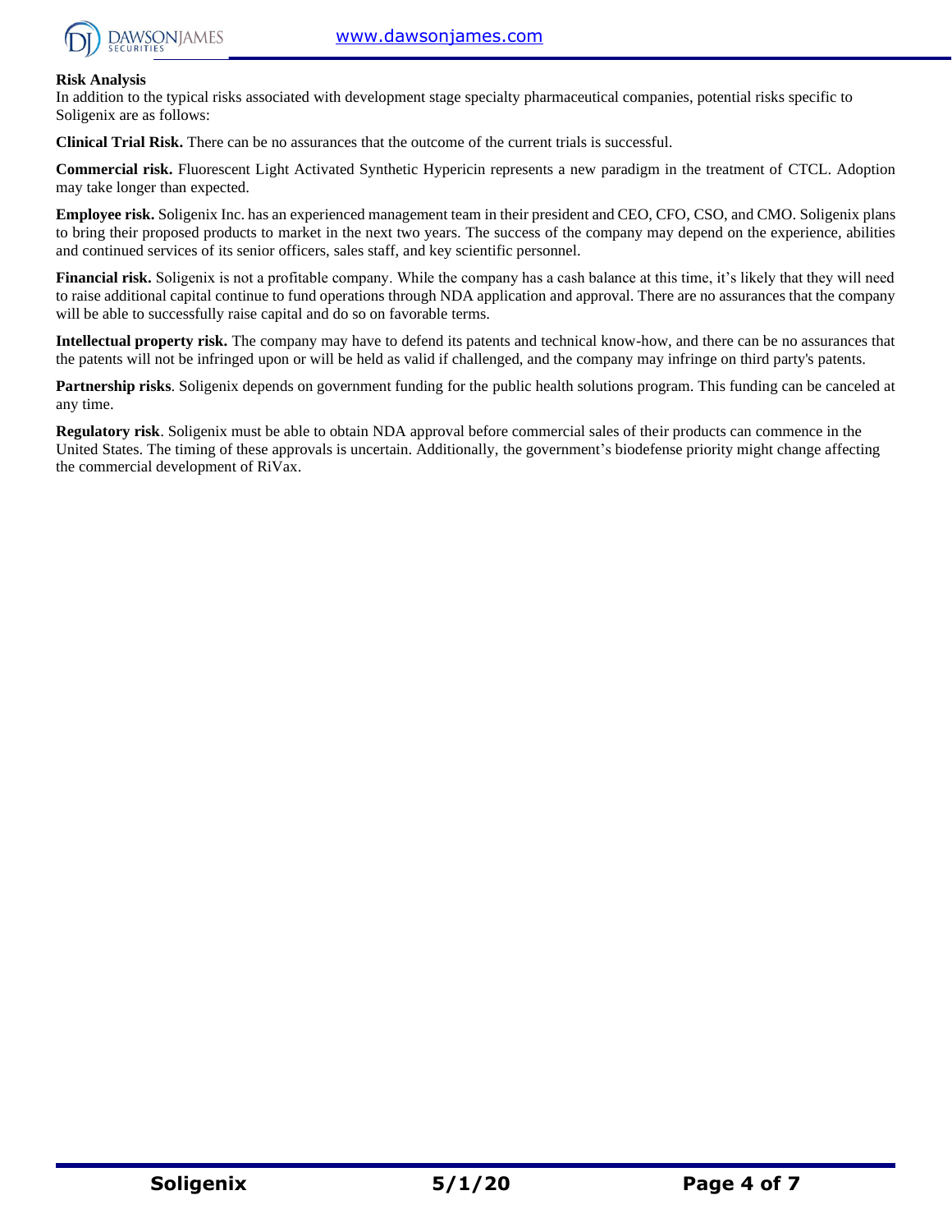## Risk Analysis

In addition to the typical risks associated with development stage specialty pharmaceutical companies, potential risks specific to Soligenix are as follows:

**Clinical Trial Risk.** There can be no assurances that the outcome of the current trials is successful.

**Commercial risk.** Fluorescent Light Activated Synthetic Hypericin represents a new paradigm in the treatment of CTCL. Adoption may take longer than expected.

**Employee risk.** Soligenix Inc. has an experienced management team in their president and CEO, CFO, CSO, and CMO. Soligenix plans to bring their proposed products to market in the next two years. The success of the company may depend on the experience, abilities and continued services of its senior officers, sales staff, and key scientific personnel.

**Financial risk.** Soligenix is not a profitable company. While the company has a cash balance at this time, it's likely that they will need to raise additional capital continue to fund operations through NDA application and approval. There are no assurances that the company will be able to successfully raise capital and do so on favorable terms.

**Intellectual property risk.** The company may have to defend its patents and technical know-how, and there can be no assurances that the patents will not be infringed upon or will be held as valid if challenged, and the company may infringe on third party's patents.

**Partnership risks**. Soligenix depends on government funding for the public health solutions program. This funding can be canceled at any time.

**Regulatory risk**. Soligenix must be able to obtain NDA approval before commercial sales of their products can commence in the United States. The timing of these approvals is uncertain. Additionally, the government's biodefense priority might change affecting the commercial development of RiVax.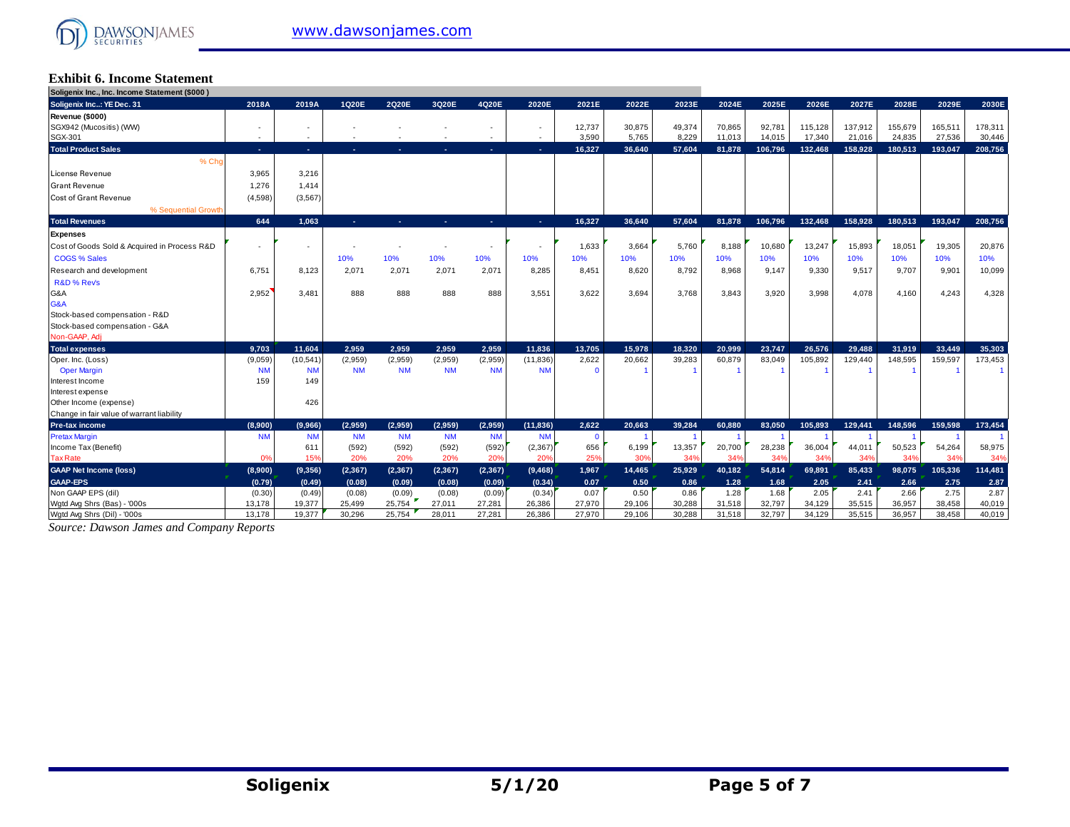## Exhibit 6. Income Statement

| Soligenix Inc., Inc. Income Statement ($000 ) | | | | | | | | | | | | | | | | | | | |
|---|---|---|---|---|---|---|---|---|---|---|---|---|---|---|---|---|---|---|---|
| Soligenix Inc..: YE Dec. 31 | 2018A | 2019A | 1Q20E | 2Q20E | 3Q20E | 4Q20E | 2020E | 2021E | 2022E | 2023E | 2024E | 2025E | 2026E | 2027E | 2028E | 2029E | 2030E |
| **Revenue ($000)** | | | | | | | | | | | | | | | | | |
| SGX942 (Mucositis) (WW) | - | - | - | - | - | - | - | 12,737 | 30,875 | 49,374 | 70,865 | 92,781 | 115,128 | 137,912 | 155,679 | 165,511 | 178,311 |
| SGX-301 | - | - | - | - | - | - | - | 3,590 | 5,765 | 8,229 | 11,013 | 14,015 | 17,340 | 21,016 | 24,835 | 27,536 | 30,446 |
| **Total Product Sales** | - | - | - | - | - | - | - | 16,327 | 36,640 | 57,604 | 81,878 | 106,796 | 132,468 | 158,928 | 180,513 | 193,047 | 208,756 |
| % Chg | | | | | | | | | | | | | | | | | |
| License Revenue | 3,965 | 3,216 | | | | | | | | | | | | | | | |
| Grant Revenue | 1,276 | 1,414 | | | | | | | | | | | | | | | |
| Cost of Grant Revenue | (4,598) | (3,567) | | | | | | | | | | | | | | | |
| % Sequential Growth | | | | | | | | | | | | | | | | | |
| **Total Revenues** | 644 | 1,063 | - | - | - | - | - | 16,327 | 36,640 | 57,604 | 81,878 | 106,796 | 132,468 | 158,928 | 180,513 | 193,047 | 208,756 |
| **Expenses** | | | | | | | | | | | | | | | | | |
| Cost of Goods Sold & Acquired in Process R&D | - | - | - | - | - | - | - | 1,633 | 3,664 | 5,760 | 8,188 | 10,680 | 13,247 | 15,893 | 18,051 | 19,305 | 20,876 |
| COGS % Sales | | | 10% | 10% | 10% | 10% | 10% | 10% | 10% | 10% | 10% | 10% | 10% | 10% | 10% | 10% | 10% |
| Research and development | 6,751 | 8,123 | 2,071 | 2,071 | 2,071 | 2,071 | 8,285 | 8,451 | 8,620 | 8,792 | 8,968 | 9,147 | 9,330 | 9,517 | 9,707 | 9,901 | 10,099 |
| R&D % Rev's | | | | | | | | | | | | | | | | | |
| G&A | 2,952 | 3,481 | 888 | 888 | 888 | 888 | 3,551 | 3,622 | 3,694 | 3,768 | 3,843 | 3,920 | 3,998 | 4,078 | 4,160 | 4,243 | 4,328 |
| G&A | | | | | | | | | | | | | | | | | |
| Stock-based compensation - R&D | | | | | | | | | | | | | | | | | |
| Stock-based compensation - G&A | | | | | | | | | | | | | | | | | |
| Non-GAAP, Adj | | | | | | | | | | | | | | | | | |
| **Total expenses** | 9,703 | 11,604 | 2,959 | 2,959 | 2,959 | 2,959 | 11,836 | 13,705 | 15,978 | 18,320 | 20,999 | 23,747 | 26,576 | 29,488 | 31,919 | 33,449 | 35,303 |
| Oper. Inc. (Loss) | (9,059) | (10,541) | (2,959) | (2,959) | (2,959) | (2,959) | (11,836) | 2,622 | 20,662 | 39,283 | 60,879 | 83,049 | 105,892 | 129,440 | 148,595 | 159,597 | 173,453 |
| Oper Margin | NM | NM | NM | NM | NM | NM | NM | 0 | 1 | 1 | 1 | 1 | 1 | 1 | 1 | 1 | 1 |
| Interest Income | 159 | 149 | | | | | | | | | | | | | | | |
| Interest expense | | | | | | | | | | | | | | | | | |
| Other Income (expense) | | 426 | | | | | | | | | | | | | | | |
| Change in fair value of warrant liability | | | | | | | | | | | | | | | | | |
| **Pre-tax income** | (8,900) | (9,966) | (2,959) | (2,959) | (2,959) | (2,959) | (11,836) | 2,622 | 20,663 | 39,284 | 60,880 | 83,050 | 105,893 | 129,441 | 148,596 | 159,598 | 173,454 |
| Pretax Margin | NM | NM | NM | NM | NM | NM | NM | 0 | 1 | 1 | 1 | 1 | 1 | 1 | 1 | 1 | 1 |
| Income Tax (Benefit) | | 611 | (592) | (592) | (592) | (592) | (2,367) | 656 | 6,199 | 13,357 | 20,700 | 28,238 | 36,004 | 44,011 | 50,523 | 54,264 | 58,975 |
| Tax Rate | 0% | 15% | 20% | 20% | 20% | 20% | 20% | 25% | 30% | 34% | 34% | 34% | 34% | 34% | 34% | 34% | 34% |
| **GAAP Net Income (loss)** | (8,900) | (9,356) | (2,367) | (2,367) | (2,367) | (2,367) | (9,468) | 1,967 | 14,465 | 25,929 | 40,182 | 54,814 | 69,891 | 85,433 | 98,075 | 105,336 | 114,481 |
| **GAAP-EPS** | (0.79) | (0.49) | (0.08) | (0.09) | (0.08) | (0.09) | (0.34) | 0.07 | 0.50 | 0.86 | 1.28 | 1.68 | 2.05 | 2.41 | 2.66 | 2.75 | 2.87 |
| Non GAAP EPS (dil) | (0.30) | (0.49) | (0.08) | (0.09) | (0.08) | (0.09) | (0.34) | 0.07 | 0.50 | 0.86 | 1.28 | 1.68 | 2.05 | 2.41 | 2.66 | 2.75 | 2.87 |
| Wgtd Avg Shrs (Bas) - '000s | 13,178 | 19,377 | 25,499 | 25,754 | 27,011 | 27,281 | 26,386 | 27,970 | 29,106 | 30,288 | 31,518 | 32,797 | 34,129 | 35,515 | 36,957 | 38,458 | 40,019 |
| Wgtd Avg Shrs (Dil) - '000s | 13,178 | 19,377 | 30,296 | 25,754 | 28,011 | 27,281 | 26,386 | 27,970 | 29,106 | 30,288 | 31,518 | 32,797 | 34,129 | 35,515 | 36,957 | 38,458 | 40,019 |

*Source: Dawson James and Company Reports*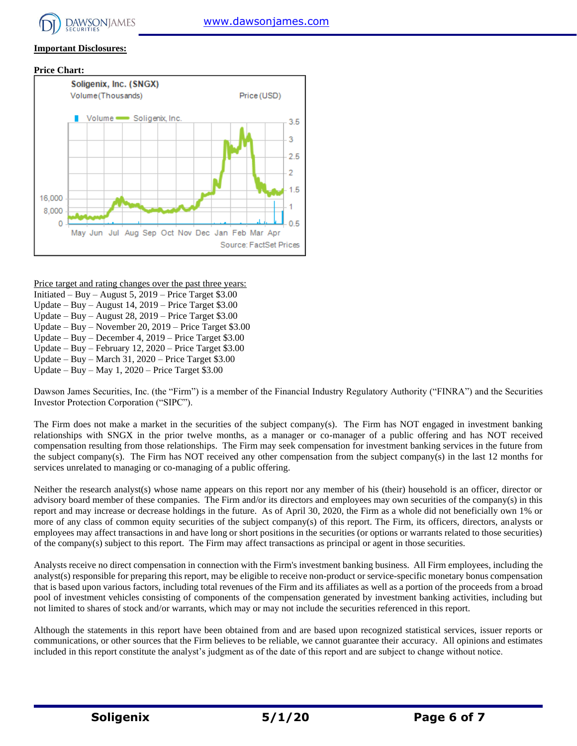**Important Disclosures:**

**Price Chart:**

Price target and rating changes over the past three years:

Initiated – Buy – August 5, 2019 – Price Target $3.00
Update – Buy – August 14, 2019 – Price Target $3.00
Update – Buy – August 28, 2019 – Price Target $3.00
Update – Buy – November 20, 2019 – Price Target $3.00
Update – Buy – December 4, 2019 – Price Target $3.00
Update – Buy – February 12, 2020 – Price Target $3.00
Update – Buy – March 31, 2020 – Price Target $3.00
Update – Buy – May 1, 2020 – Price Target $3.00

Dawson James Securities, Inc. (the "Firm") is a member of the Financial Industry Regulatory Authority ("FINRA") and the Securities Investor Protection Corporation ("SIPC").

The Firm does not make a market in the securities of the subject company(s). The Firm has NOT engaged in investment banking relationships with SNGX in the prior twelve months, as a manager or co-manager of a public offering and has NOT received compensation resulting from those relationships. The Firm may seek compensation for investment banking services in the future from the subject company(s). The Firm has NOT received any other compensation from the subject company(s) in the last 12 months for services unrelated to managing or co-managing of a public offering.

Neither the research analyst(s) whose name appears on this report nor any member of his (their) household is an officer, director or advisory board member of these companies. The Firm and/or its directors and employees may own securities of the company(s) in this report and may increase or decrease holdings in the future. As of April 30, 2020, the Firm as a whole did not beneficially own 1% or more of any class of common equity securities of the subject company(s) of this report. The Firm, its officers, directors, analysts or employees may affect transactions in and have long or short positions in the securities (or options or warrants related to those securities) of the company(s) subject to this report. The Firm may affect transactions as principal or agent in those securities.

Analysts receive no direct compensation in connection with the Firm's investment banking business. All Firm employees, including the analyst(s) responsible for preparing this report, may be eligible to receive non-product or service-specific monetary bonus compensation that is based upon various factors, including total revenues of the Firm and its affiliates as well as a portion of the proceeds from a broad pool of investment vehicles consisting of components of the compensation generated by investment banking activities, including but not limited to shares of stock and/or warrants, which may or may not include the securities referenced in this report.

Although the statements in this report have been obtained from and are based upon recognized statistical services, issuer reports or communications, or other sources that the Firm believes to be reliable, we cannot guarantee their accuracy. All opinions and estimates included in this report constitute the analyst's judgment as of the date of this report and are subject to change without notice.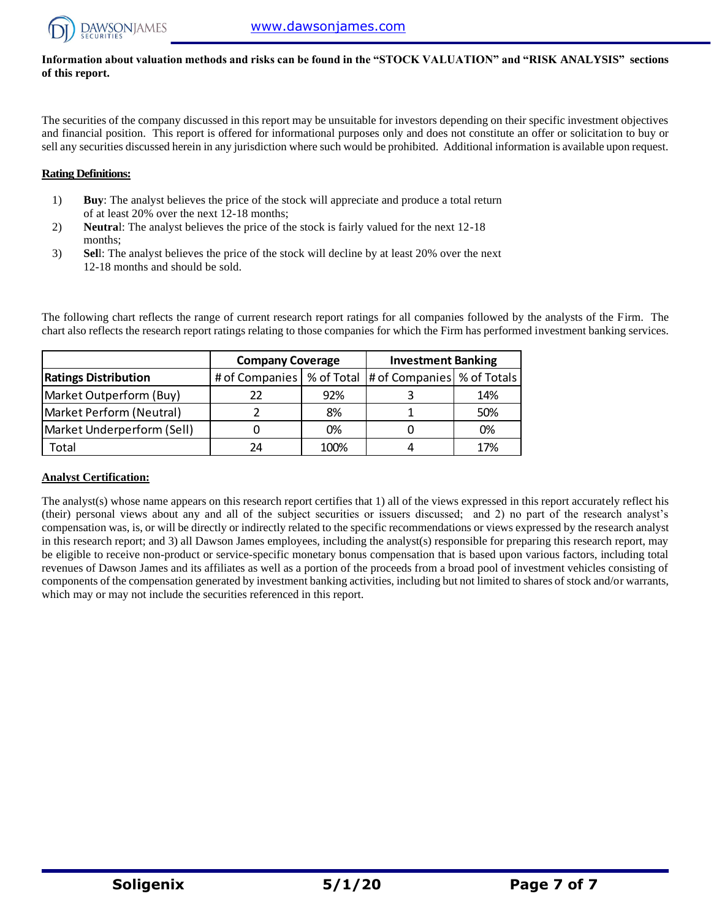**Information about valuation methods and risks can be found in the "STOCK VALUATION" and "RISK ANALYSIS" sections of this report.**

The securities of the company discussed in this report may be unsuitable for investors depending on their specific investment objectives and financial position. This report is offered for informational purposes only and does not constitute an offer or solicitation to buy or sell any securities discussed herein in any jurisdiction where such would be prohibited. Additional information is available upon request.

**Rating Definitions:**

1) **Buy**: The analyst believes the price of the stock will appreciate and produce a total return of at least 20% over the next 12-18 months;
2) **Neutra**l: The analyst believes the price of the stock is fairly valued for the next 12-18 months;
3) **Sel**l: The analyst believes the price of the stock will decline by at least 20% over the next 12-18 months and should be sold.

The following chart reflects the range of current research report ratings for all companies followed by the analysts of the Firm. The chart also reflects the research report ratings relating to those companies for which the Firm has performed investment banking services.

| | Company Coverage | | Investment Banking | |
|---|---|---|---|---|
| **Ratings Distribution** | # of Companies | % of Total | # of Companies | % of Totals |
| Market Outperform (Buy) | 22 | 92% | 3 | 14% |
| Market Perform (Neutral) | 2 | 8% | 1 | 50% |
| Market Underperform (Sell) | 0 | 0% | 0 | 0% |
| Total | 24 | 100% | 4 | 17% |

**Analyst Certification:**

The analyst(s) whose name appears on this research report certifies that 1) all of the views expressed in this report accurately reflect his (their) personal views about any and all of the subject securities or issuers discussed; and 2) no part of the research analyst's compensation was, is, or will be directly or indirectly related to the specific recommendations or views expressed by the research analyst in this research report; and 3) all Dawson James employees, including the analyst(s) responsible for preparing this research report, may be eligible to receive non-product or service-specific monetary bonus compensation that is based upon various factors, including total revenues of Dawson James and its affiliates as well as a portion of the proceeds from a broad pool of investment vehicles consisting of components of the compensation generated by investment banking activities, including but not limited to shares of stock and/or warrants, which may or may not include the securities referenced in this report.